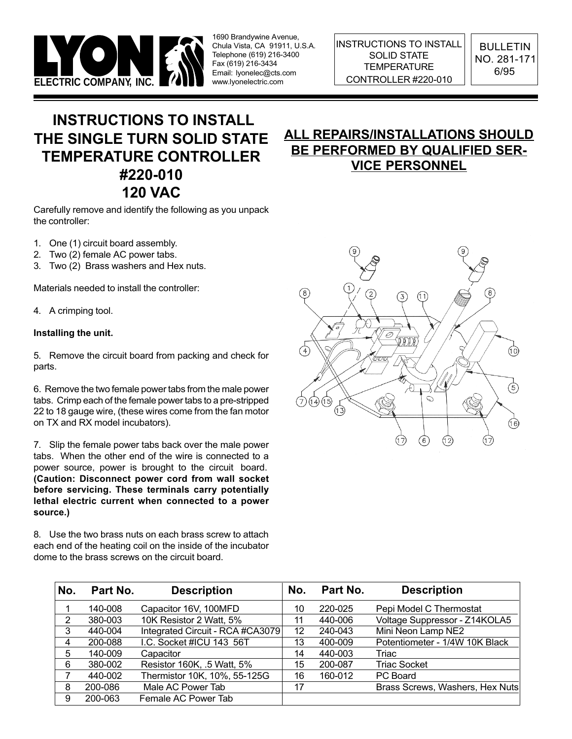**LYON ELECTRIC COMPANY, INC.**

1690 Brandywine Avenue,
Chula Vista, CA 91911, U.S.A.
Telephone (619) 216-3400
Fax (619) 216-3434
Email: lyonelec@cts.com
www.lyonelectric.com

INSTRUCTIONS TO INSTALL SOLID STATE TEMPERATURE CONTROLLER #220-010

BULLETIN NO. 281-171
6/95

# INSTRUCTIONS TO INSTALL THE SINGLE TURN SOLID STATE TEMPERATURE CONTROLLER #220-010 120 VAC

## ALL REPAIRS/INSTALLATIONS SHOULD BE PERFORMED BY QUALIFIED SERVICE PERSONNEL

Carefully remove and identify the following as you unpack the controller:

1. One (1) circuit board assembly.
2. Two (2) female AC power tabs.
3. Two (2) Brass washers and Hex nuts.

Materials needed to install the controller:

4. A crimping tool.

**Installing the unit.**

5. Remove the circuit board from packing and check for parts.

6. Remove the two female power tabs from the male power tabs. Crimp each of the female power tabs to a pre-stripped 22 to 18 gauge wire, (these wires come from the fan motor on TX and RX model incubators).

7. Slip the female power tabs back over the male power tabs. When the other end of the wire is connected to a power source, power is brought to the circuit board. **(Caution: Disconnect power cord from wall socket before servicing. These terminals carry potentially lethal electric current when connected to a power source.)**

8. Use the two brass nuts on each brass screw to attach each end of the heating coil on the inside of the incubator dome to the brass screws on the circuit board.

| No. | Part No. | Description | No. | Part No. | Description |
|---|---|---|---|---|---|
| 1 | 140-008 | Capacitor 16V, 100MFD | 10 | 220-025 | Pepi Model C Thermostat |
| 2 | 380-003 | 10K Resistor 2 Watt, 5% | 11 | 440-006 | Voltage Suppressor - Z14KOLA5 |
| 3 | 440-004 | Integrated Circuit - RCA #CA3079 | 12 | 240-043 | Mini Neon Lamp NE2 |
| 4 | 200-088 | I.C. Socket #ICU 143 56T | 13 | 400-009 | Potentiometer - 1/4W 10K Black |
| 5 | 140-009 | Capacitor | 14 | 440-003 | Triac |
| 6 | 380-002 | Resistor 160K, .5 Watt, 5% | 15 | 200-087 | Triac Socket |
| 7 | 440-002 | Thermistor 10K, 10%, 55-125G | 16 | 160-012 | PC Board |
| 8 | 200-086 | Male AC Power Tab | 17 | | Brass Screws, Washers, Hex Nuts |
| 9 | 200-063 | Female AC Power Tab | | | |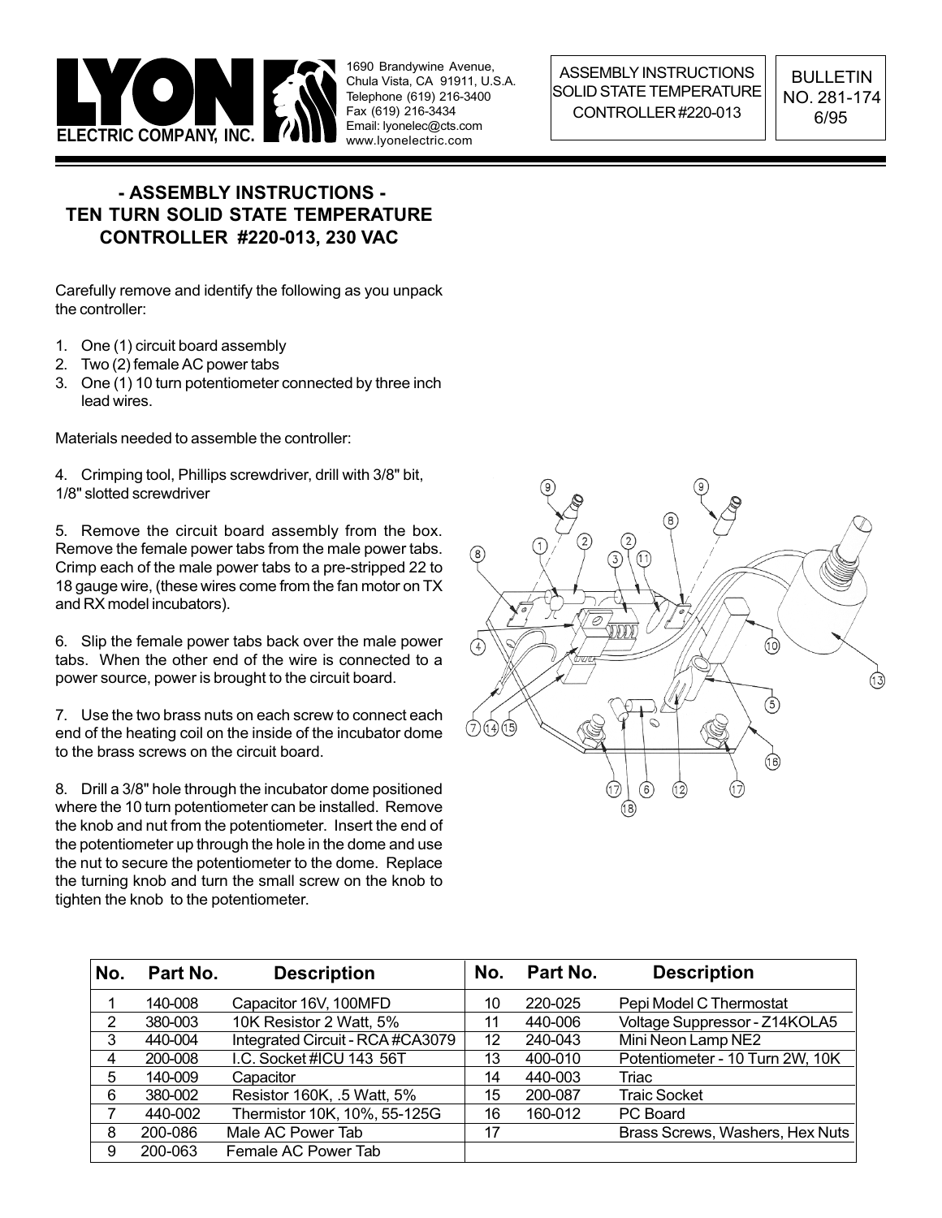**LYON ELECTRIC COMPANY, INC.**

1690 Brandywine Avenue,
Chula Vista, CA 91911, U.S.A.
Telephone (619) 216-3400
Fax (619) 216-3434
Email: lyonelec@cts.com
www.lyonelectric.com

ASSEMBLY INSTRUCTIONS SOLID STATE TEMPERATURE CONTROLLER #220-013

BULLETIN NO. 281-174 6/95

## - ASSEMBLY INSTRUCTIONS - TEN TURN SOLID STATE TEMPERATURE CONTROLLER #220-013, 230 VAC

Carefully remove and identify the following as you unpack the controller:

1. One (1) circuit board assembly
2. Two (2) female AC power tabs
3. One (1) 10 turn potentiometer connected by three inch lead wires.

Materials needed to assemble the controller:

4. Crimping tool, Phillips screwdriver, drill with 3/8" bit, 1/8" slotted screwdriver

5. Remove the circuit board assembly from the box. Remove the female power tabs from the male power tabs. Crimp each of the male power tabs to a pre-stripped 22 to 18 gauge wire, (these wires come from the fan motor on TX and RX model incubators).

6. Slip the female power tabs back over the male power tabs. When the other end of the wire is connected to a power source, power is brought to the circuit board.

7. Use the two brass nuts on each screw to connect each end of the heating coil on the inside of the incubator dome to the brass screws on the circuit board.

8. Drill a 3/8" hole through the incubator dome positioned where the 10 turn potentiometer can be installed. Remove the knob and nut from the potentiometer. Insert the end of the potentiometer up through the hole in the dome and use the nut to secure the potentiometer to the dome. Replace the turning knob and turn the small screw on the knob to tighten the knob to the potentiometer.

| No. | Part No. | Description | No. | Part No. | Description |
|---|---|---|---|---|---|
| 1 | 140-008 | Capacitor 16V, 100MFD | 10 | 220-025 | Pepi Model C Thermostat |
| 2 | 380-003 | 10K Resistor 2 Watt, 5% | 11 | 440-006 | Voltage Suppressor - Z14KOLA5 |
| 3 | 440-004 | Integrated Circuit - RCA #CA3079 | 12 | 240-043 | Mini Neon Lamp NE2 |
| 4 | 200-008 | I.C. Socket #ICU 143 56T | 13 | 400-010 | Potentiometer - 10 Turn 2W, 10K |
| 5 | 140-009 | Capacitor | 14 | 440-003 | Triac |
| 6 | 380-002 | Resistor 160K, .5 Watt, 5% | 15 | 200-087 | Traic Socket |
| 7 | 440-002 | Thermistor 10K, 10%, 55-125G | 16 | 160-012 | PC Board |
| 8 | 200-086 | Male AC Power Tab | 17 | | Brass Screws, Washers, Hex Nuts |
| 9 | 200-063 | Female AC Power Tab | | | |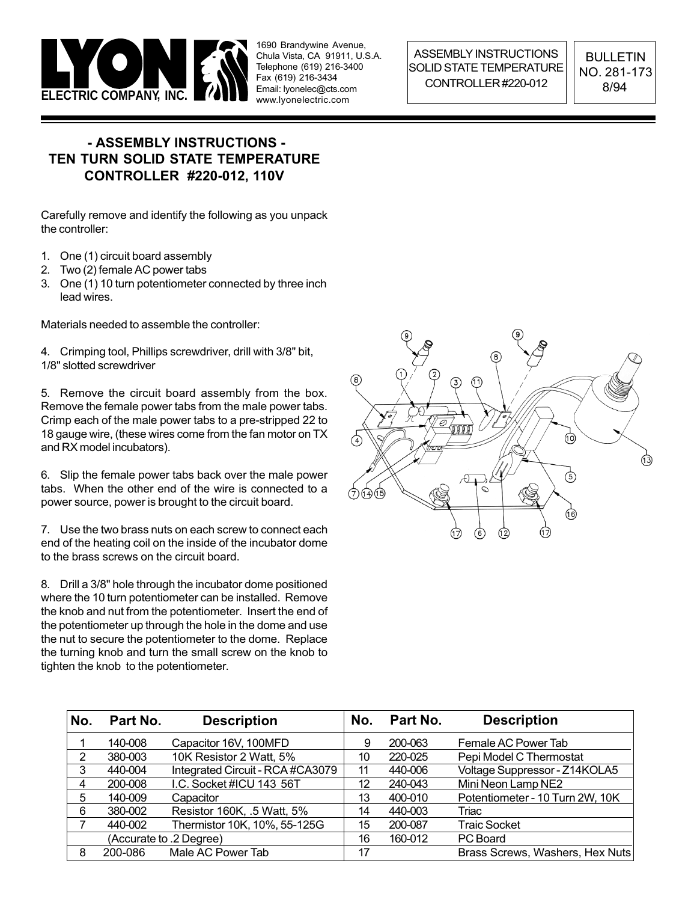**LYON ELECTRIC COMPANY, INC.**

1690 Brandywine Avenue,
Chula Vista, CA 91911, U.S.A.
Telephone (619) 216-3400
Fax (619) 216-3434
Email: lyonelec@cts.com
www.lyonelectric.com

ASSEMBLY INSTRUCTIONS
SOLID STATE TEMPERATURE
CONTROLLER #220-012

BULLETIN
NO. 281-173
8/94

## - ASSEMBLY INSTRUCTIONS -
## TEN TURN SOLID STATE TEMPERATURE CONTROLLER #220-012, 110V

Carefully remove and identify the following as you unpack the controller:

1. One (1) circuit board assembly
2. Two (2) female AC power tabs
3. One (1) 10 turn potentiometer connected by three inch lead wires.

Materials needed to assemble the controller:

4. Crimping tool, Phillips screwdriver, drill with 3/8" bit, 1/8" slotted screwdriver

5. Remove the circuit board assembly from the box. Remove the female power tabs from the male power tabs. Crimp each of the male power tabs to a pre-stripped 22 to 18 gauge wire, (these wires come from the fan motor on TX and RX model incubators).

6. Slip the female power tabs back over the male power tabs. When the other end of the wire is connected to a power source, power is brought to the circuit board.

7. Use the two brass nuts on each screw to connect each end of the heating coil on the inside of the incubator dome to the brass screws on the circuit board.

8. Drill a 3/8" hole through the incubator dome positioned where the 10 turn potentiometer can be installed. Remove the knob and nut from the potentiometer. Insert the end of the potentiometer up through the hole in the dome and use the nut to secure the potentiometer to the dome. Replace the turning knob and turn the small screw on the knob to tighten the knob to the potentiometer.

| No. | Part No. | Description | No. | Part No. | Description |
|---|---|---|---|---|---|
| 1 | 140-008 | Capacitor 16V, 100MFD | 9 | 200-063 | Female AC Power Tab |
| 2 | 380-003 | 10K Resistor 2 Watt, 5% | 10 | 220-025 | Pepi Model C Thermostat |
| 3 | 440-004 | Integrated Circuit - RCA #CA3079 | 11 | 440-006 | Voltage Suppressor - Z14KOLA5 |
| 4 | 200-008 | I.C. Socket #ICU 143 56T | 12 | 240-043 | Mini Neon Lamp NE2 |
| 5 | 140-009 | Capacitor | 13 | 400-010 | Potentiometer - 10 Turn 2W, 10K |
| 6 | 380-002 | Resistor 160K, .5 Watt, 5% | 14 | 440-003 | Triac |
| 7 | 440-002 | Thermistor 10K, 10%, 55-125G | 15 | 200-087 | Traic Socket |
| | (Accurate to .2 Degree) | | 16 | 160-012 | PC Board |
| 8 | 200-086 | Male AC Power Tab | 17 | | Brass Screws, Washers, Hex Nuts |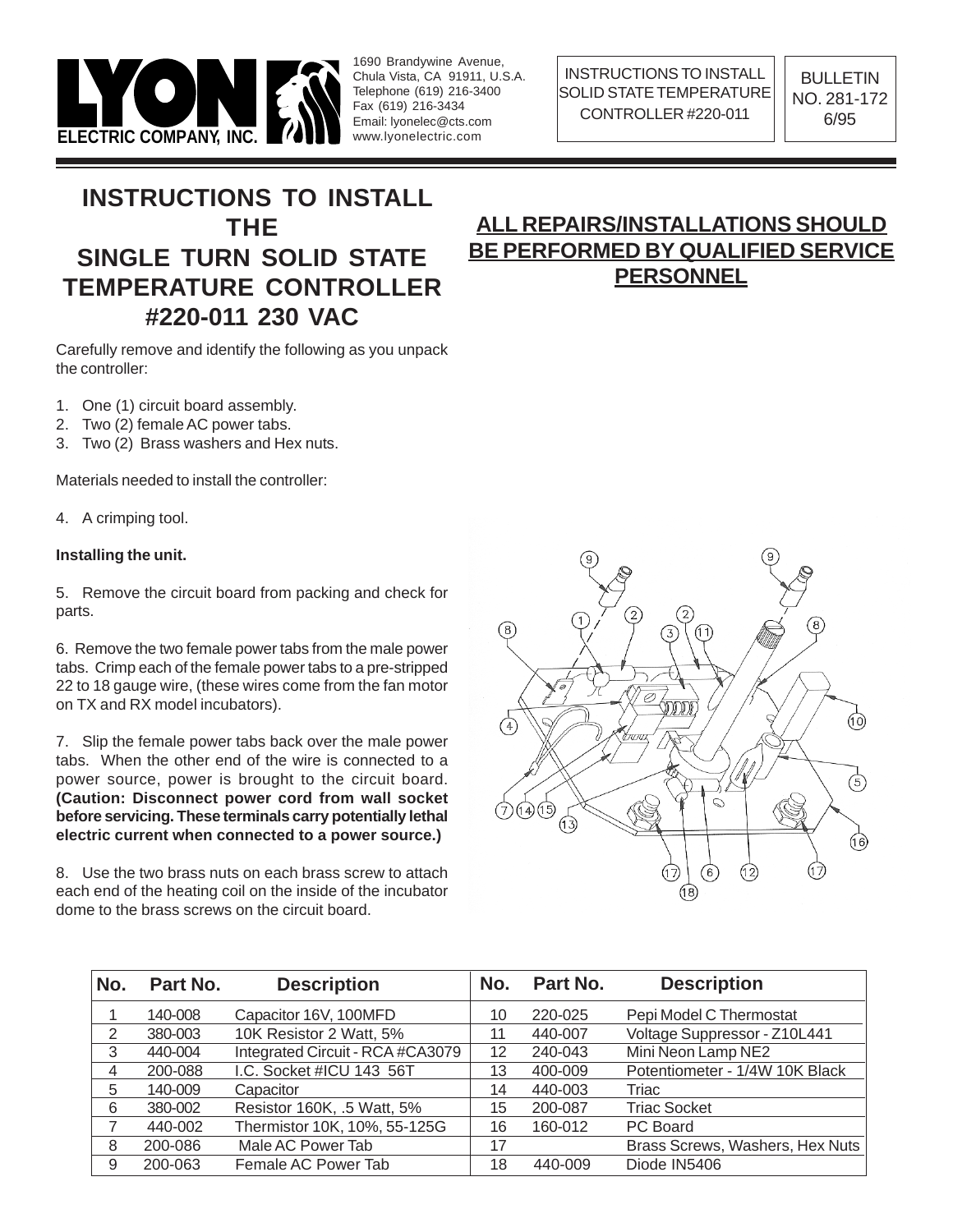**LYON ELECTRIC COMPANY, INC.**

1690 Brandywine Avenue, Chula Vista, CA 91911, U.S.A.
Telephone (619) 216-3400
Fax (619) 216-3434
Email: lyonelec@cts.com
www.lyonelectric.com

INSTRUCTIONS TO INSTALL SOLID STATE TEMPERATURE CONTROLLER #220-011

BULLETIN NO. 281-172 6/95

# INSTRUCTIONS TO INSTALL THE SINGLE TURN SOLID STATE TEMPERATURE CONTROLLER #220-011 230 VAC

## ALL REPAIRS/INSTALLATIONS SHOULD BE PERFORMED BY QUALIFIED SERVICE PERSONNEL

Carefully remove and identify the following as you unpack the controller:

1. One (1) circuit board assembly.
2. Two (2) female AC power tabs.
3. Two (2) Brass washers and Hex nuts.

Materials needed to install the controller:

4. A crimping tool.

**Installing the unit.**

5. Remove the circuit board from packing and check for parts.

6. Remove the two female power tabs from the male power tabs. Crimp each of the female power tabs to a pre-stripped 22 to 18 gauge wire, (these wires come from the fan motor on TX and RX model incubators).

7. Slip the female power tabs back over the male power tabs. When the other end of the wire is connected to a power source, power is brought to the circuit board. **(Caution: Disconnect power cord from wall socket before servicing. These terminals carry potentially lethal electric current when connected to a power source.)**

8. Use the two brass nuts on each brass screw to attach each end of the heating coil on the inside of the incubator dome to the brass screws on the circuit board.

| No. | Part No. | Description | No. | Part No. | Description |
|---|---|---|---|---|---|
| 1 | 140-008 | Capacitor 16V, 100MFD | 10 | 220-025 | Pepi Model C Thermostat |
| 2 | 380-003 | 10K Resistor 2 Watt, 5% | 11 | 440-007 | Voltage Suppressor - Z10L441 |
| 3 | 440-004 | Integrated Circuit - RCA #CA3079 | 12 | 240-043 | Mini Neon Lamp NE2 |
| 4 | 200-088 | I.C. Socket #ICU 143 56T | 13 | 400-009 | Potentiometer - 1/4W 10K Black |
| 5 | 140-009 | Capacitor | 14 | 440-003 | Triac |
| 6 | 380-002 | Resistor 160K, .5 Watt, 5% | 15 | 200-087 | Triac Socket |
| 7 | 440-002 | Thermistor 10K, 10%, 55-125G | 16 | 160-012 | PC Board |
| 8 | 200-086 | Male AC Power Tab | 17 | | Brass Screws, Washers, Hex Nuts |
| 9 | 200-063 | Female AC Power Tab | 18 | 440-009 | Diode IN5406 |